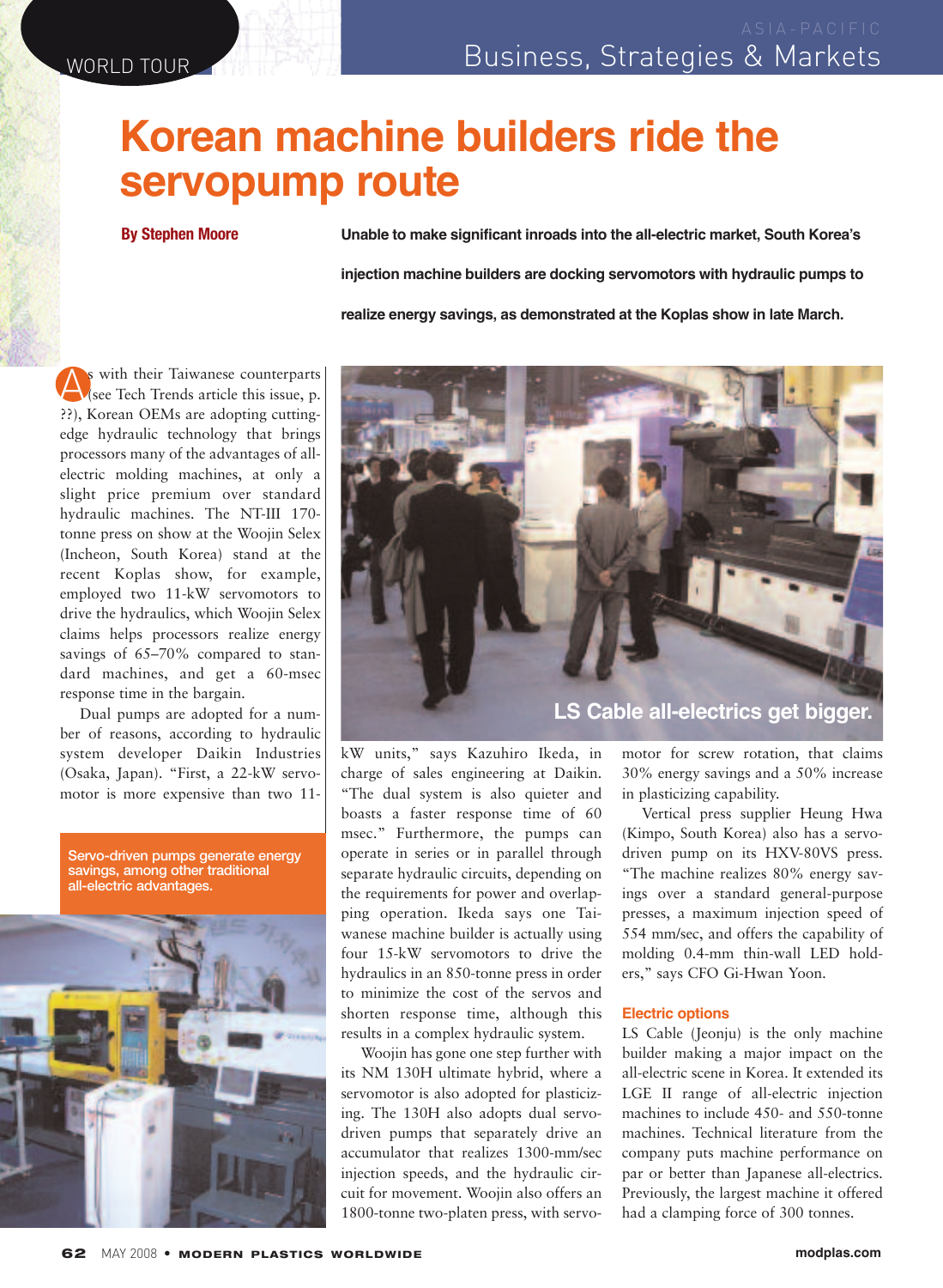# Korean machine builders ride the servopump route

**By Stephen Moore**

**Unable to make significant inroads into the all-electric market, South Korea's injection machine builders are docking servomotors with hydraulic pumps to realize energy savings, as demonstrated at the Koplas show in late March.**

As with their Taiwanese counterparts (see Tech Trends article this issue, p. ??), Korean OEMs are adopting cutting-edge hydraulic technology that brings processors many of the advantages of all-electric molding machines, at only a slight price premium over standard hydraulic machines. The NT-III 170-tonne press on show at the Woojin Selex (Incheon, South Korea) stand at the recent Koplas show, for example, employed two 11-kW servomotors to drive the hydraulics, which Woojin Selex claims helps processors realize energy savings of 65–70% compared to standard machines, and get a 60-msec response time in the bargain.

Dual pumps are adopted for a number of reasons, according to hydraulic system developer Daikin Industries (Osaka, Japan). "First, a 22-kW servomotor is more expensive than two 11-kW units," says Kazuhiro Ikeda, in charge of sales engineering at Daikin. "The dual system is also quieter and boasts a faster response time of 60 msec." Furthermore, the pumps can operate in series or in parallel through separate hydraulic circuits, depending on the requirements for power and overlapping operation. Ikeda says one Taiwanese machine builder is actually using four 15-kW servomotors to drive the hydraulics in an 850-tonne press in order to minimize the cost of the servos and shorten response time, although this results in a complex hydraulic system.

Servo-driven pumps generate energy savings, among other traditional all-electric advantages.

LS Cable all-electrics get bigger.

Woojin has gone one step further with its NM 130H ultimate hybrid, where a servomotor is also adopted for plasticizing. The 130H also adopts dual servo-driven pumps that separately drive an accumulator that realizes 1300-mm/sec injection speeds, and the hydraulic circuit for movement. Woojin also offers an 1800-tonne two-platen press, with servomotor for screw rotation, that claims 30% energy savings and a 50% increase in plasticizing capability.

Vertical press supplier Heung Hwa (Kimpo, South Korea) also has a servo-driven pump on its HXV-80VS press. "The machine realizes 80% energy savings over a standard general-purpose presses, a maximum injection speed of 554 mm/sec, and offers the capability of molding 0.4-mm thin-wall LED holders," says CFO Gi-Hwan Yoon.

## Electric options

LS Cable (Jeonju) is the only machine builder making a major impact on the all-electric scene in Korea. It extended its LGE II range of all-electric injection machines to include 450- and 550-tonne machines. Technical literature from the company puts machine performance on par or better than Japanese all-electrics. Previously, the largest machine it offered had a clamping force of 300 tonnes.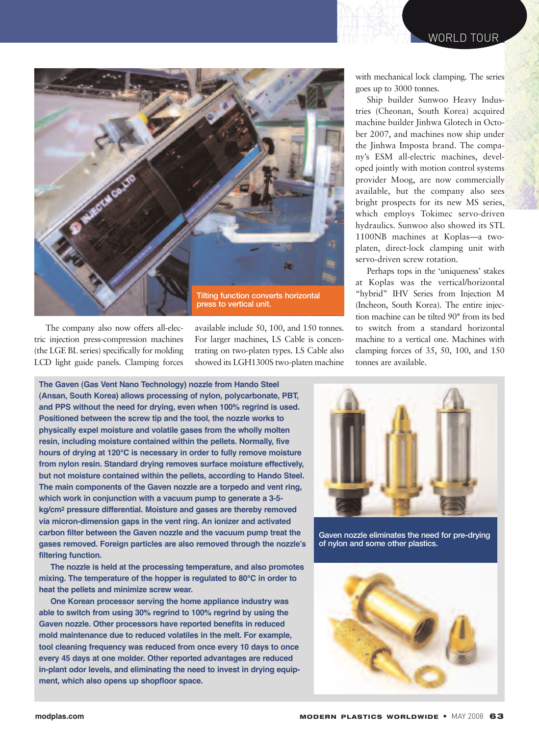Tilting function converts horizontal press to vertical unit.

The company also now offers all-electric injection press-compression machines (the LGE BL series) specifically for molding LCD light guide panels. Clamping forces available include 50, 100, and 150 tonnes. For larger machines, LS Cable is concentrating on two-platen types. LS Cable also showed its LGH1300S two-platen machine with mechanical lock clamping. The series goes up to 3000 tonnes.

Ship builder Sunwoo Heavy Industries (Cheonan, South Korea) acquired machine builder Jinhwa Glotech in October 2007, and machines now ship under the Jinhwa Imposta brand. The company's ESM all-electric machines, developed jointly with motion control systems provider Moog, are now commercially available, but the company also sees bright prospects for its new MS series, which employs Tokimec servo-driven hydraulics. Sunwoo also showed its STL 1100NB machines at Koplas—a two-platen, direct-lock clamping unit with servo-driven screw rotation.

Perhaps tops in the 'uniqueness' stakes at Koplas was the vertical/horizontal "hybrid" IHV Series from Injection M (Incheon, South Korea). The entire injection machine can be tilted 90° from its bed to switch from a standard horizontal machine to a vertical one. Machines with clamping forces of 35, 50, 100, and 150 tonnes are available.

**The Gaven (Gas Vent Nano Technology) nozzle from Hando Steel (Ansan, South Korea) allows processing of nylon, polycarbonate, PBT, and PPS without the need for drying, even when 100% regrind is used. Positioned between the screw tip and the tool, the nozzle works to physically expel moisture and volatile gases from the wholly molten resin, including moisture contained within the pellets. Normally, five hours of drying at 120°C is necessary in order to fully remove moisture from nylon resin. Standard drying removes surface moisture effectively, but not moisture contained within the pellets, according to Hando Steel. The main components of the Gaven nozzle are a torpedo and vent ring, which work in conjunction with a vacuum pump to generate a 3-5-kg/cm² pressure differential. Moisture and gases are thereby removed via micron-dimension gaps in the vent ring. An ionizer and activated carbon filter between the Gaven nozzle and the vacuum pump treat the gases removed. Foreign particles are also removed through the nozzle's filtering function.**

**The nozzle is held at the processing temperature, and also promotes mixing. The temperature of the hopper is regulated to 80°C in order to heat the pellets and minimize screw wear.**

**One Korean processor serving the home appliance industry was able to switch from using 30% regrind to 100% regrind by using the Gaven nozzle. Other processors have reported benefits in reduced mold maintenance due to reduced volatiles in the melt. For example, tool cleaning frequency was reduced from once every 10 days to once every 45 days at one molder. Other reported advantages are reduced in-plant odor levels, and eliminating the need to invest in drying equipment, which also opens up shopfloor space.**

Gaven nozzle eliminates the need for pre-drying of nylon and some other plastics.